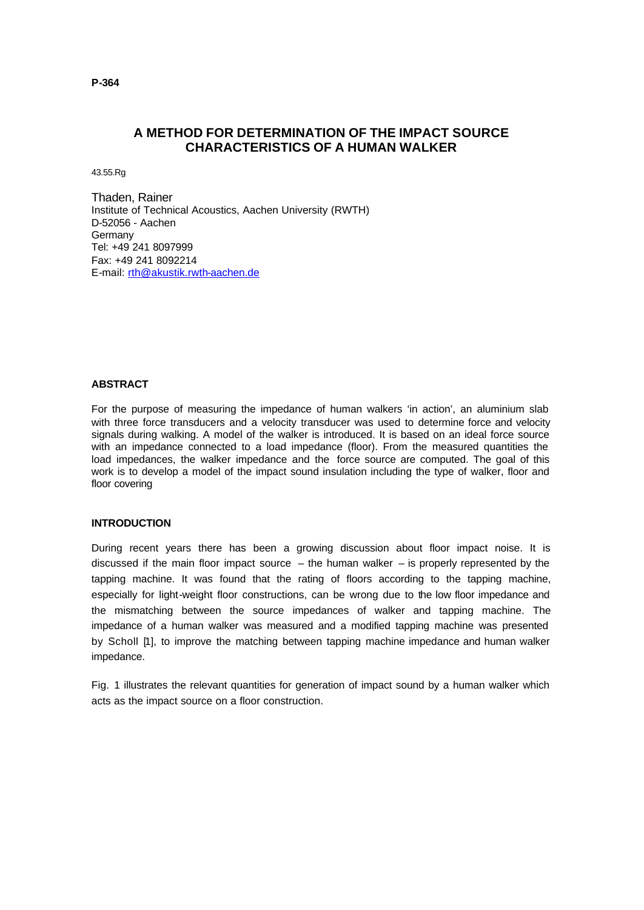**P-364**

# A METHOD FOR DETERMINATION OF THE IMPACT SOURCE CHARACTERISTICS OF A HUMAN WALKER

43.55.Rg

Thaden, Rainer
Institute of Technical Acoustics, Aachen University (RWTH)
D-52056 - Aachen
Germany
Tel: +49 241 8097999
Fax: +49 241 8092214
E-mail: rth@akustik.rwth-aachen.de

## ABSTRACT

For the purpose of measuring the impedance of human walkers 'in action', an aluminium slab with three force transducers and a velocity transducer was used to determine force and velocity signals during walking. A model of the walker is introduced. It is based on an ideal force source with an impedance connected to a load impedance (floor). From the measured quantities the load impedances, the walker impedance and the force source are computed. The goal of this work is to develop a model of the impact sound insulation including the type of walker, floor and floor covering

## INTRODUCTION

During recent years there has been a growing discussion about floor impact noise. It is discussed if the main floor impact source – the human walker – is properly represented by the tapping machine. It was found that the rating of floors according to the tapping machine, especially for light-weight floor constructions, can be wrong due to the low floor impedance and the mismatching between the source impedances of walker and tapping machine. The impedance of a human walker was measured and a modified tapping machine was presented by Scholl [1], to improve the matching between tapping machine impedance and human walker impedance.

Fig. 1 illustrates the relevant quantities for generation of impact sound by a human walker which acts as the impact source on a floor construction.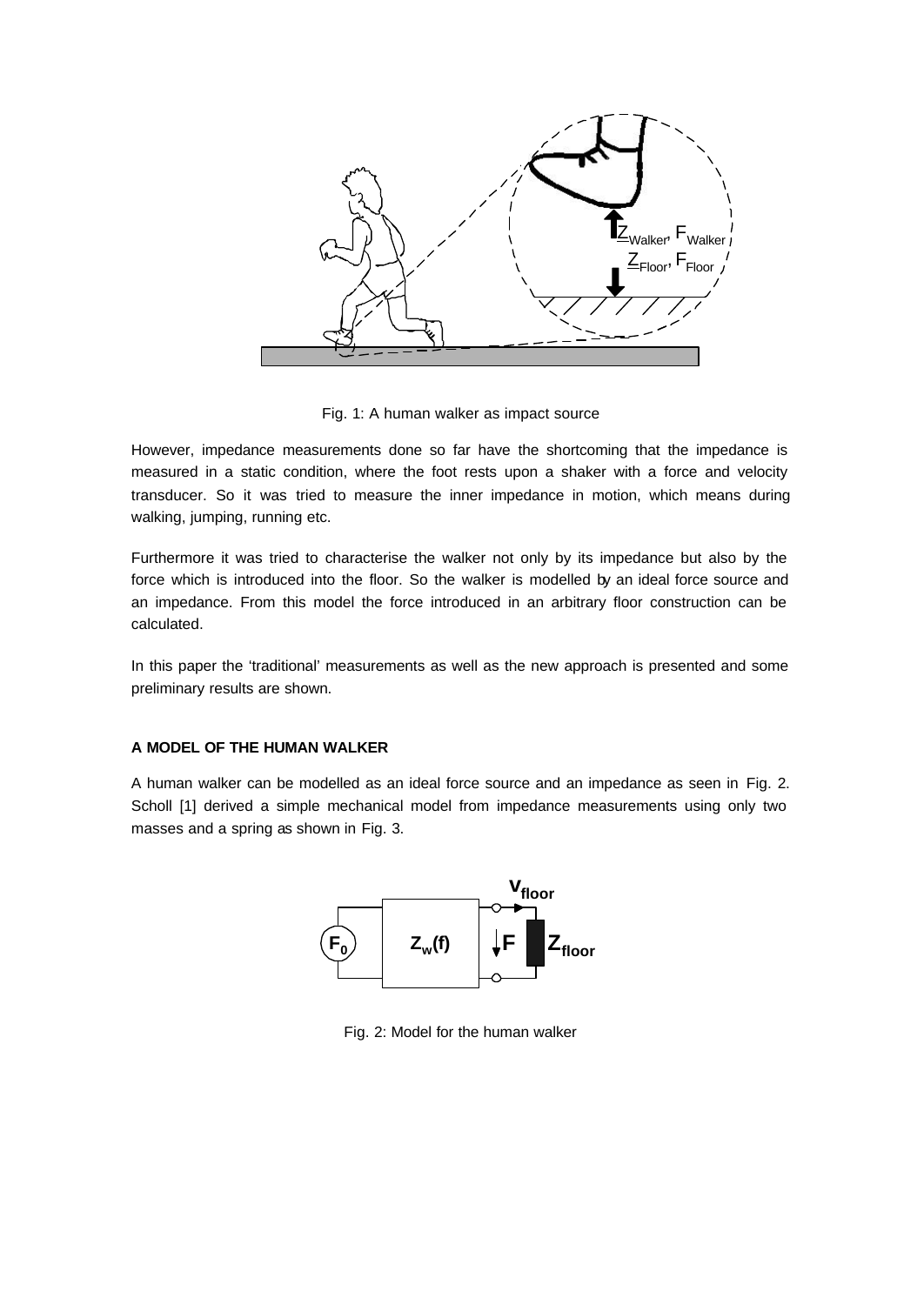Fig. 1: A human walker as impact source

However, impedance measurements done so far have the shortcoming that the impedance is measured in a static condition, where the foot rests upon a shaker with a force and velocity transducer. So it was tried to measure the inner impedance in motion, which means during walking, jumping, running etc.

Furthermore it was tried to characterise the walker not only by its impedance but also by the force which is introduced into the floor. So the walker is modelled by an ideal force source and an impedance. From this model the force introduced in an arbitrary floor construction can be calculated.

In this paper the 'traditional' measurements as well as the new approach is presented and some preliminary results are shown.

## A MODEL OF THE HUMAN WALKER

A human walker can be modelled as an ideal force source and an impedance as seen in Fig. 2. Scholl [1] derived a simple mechanical model from impedance measurements using only two masses and a spring as shown in Fig. 3.

Fig. 2: Model for the human walker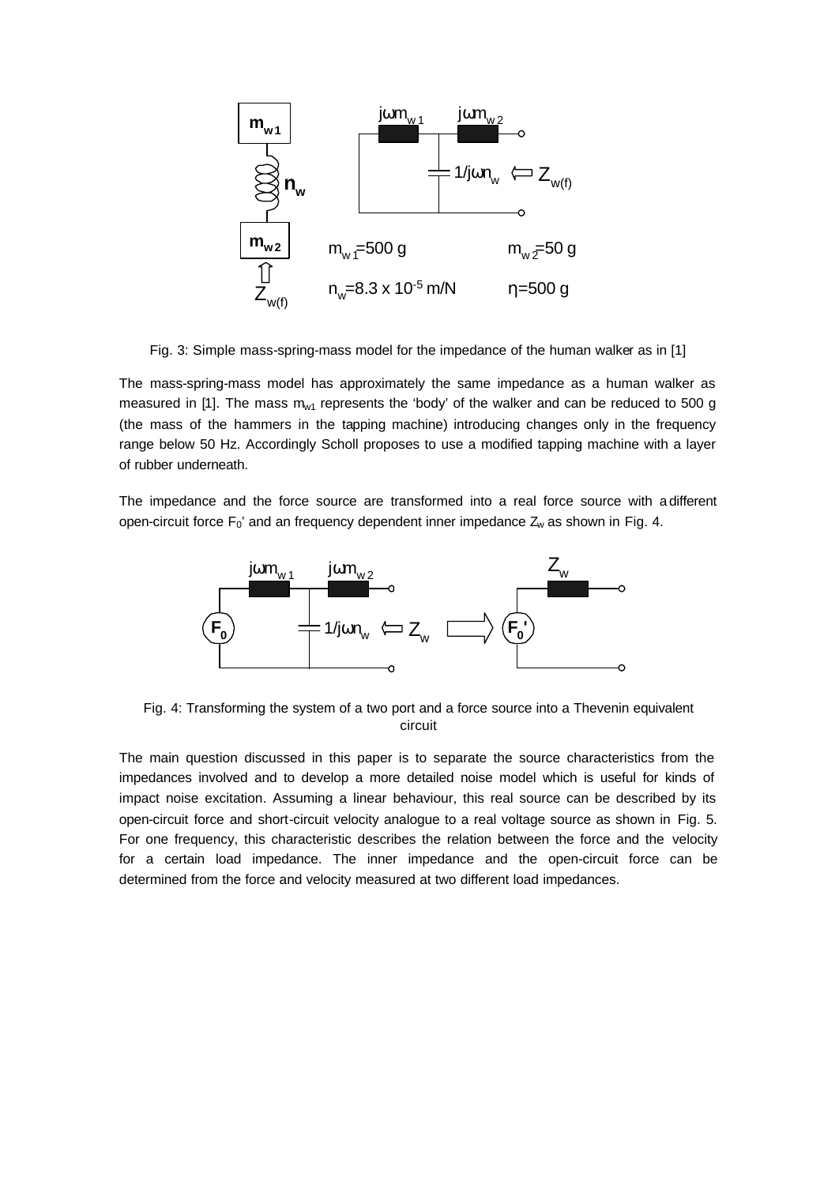Fig. 3: Simple mass-spring-mass model for the impedance of the human walker as in [1]

The mass-spring-mass model has approximately the same impedance as a human walker as measured in [1]. The mass $m_{w1}$ represents the 'body' of the walker and can be reduced to 500 g (the mass of the hammers in the tapping machine) introducing changes only in the frequency range below 50 Hz. Accordingly Scholl proposes to use a modified tapping machine with a layer of rubber underneath.

The impedance and the force source are transformed into a real force source with a different open-circuit force $F_0$' and an frequency dependent inner impedance $Z_w$ as shown in Fig. 4.

Fig. 4: Transforming the system of a two port and a force source into a Thevenin equivalent circuit

The main question discussed in this paper is to separate the source characteristics from the impedances involved and to develop a more detailed noise model which is useful for kinds of impact noise excitation. Assuming a linear behaviour, this real source can be described by its open-circuit force and short-circuit velocity analogue to a real voltage source as shown in Fig. 5. For one frequency, this characteristic describes the relation between the force and the velocity for a certain load impedance. The inner impedance and the open-circuit force can be determined from the force and velocity measured at two different load impedances.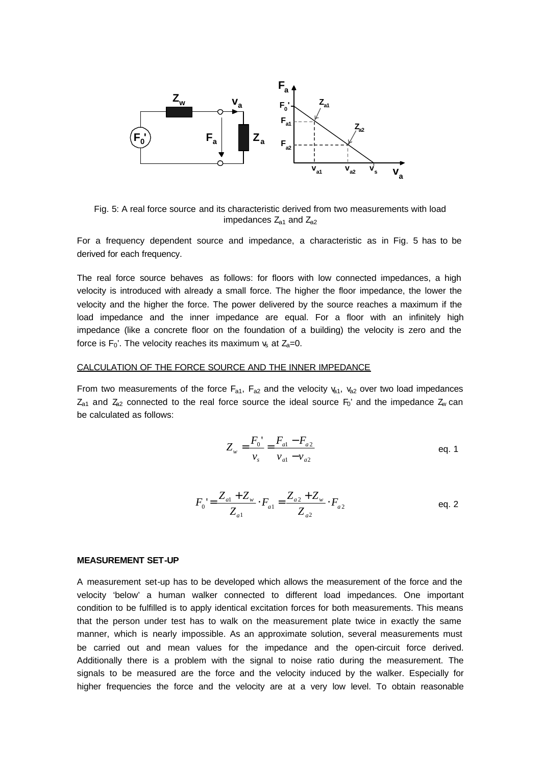Fig. 5: A real force source and its characteristic derived from two measurements with load impedances $Z_{a1}$ and $Z_{a2}$

For a frequency dependent source and impedance, a characteristic as in Fig. 5 has to be derived for each frequency.

The real force source behaves as follows: for floors with low connected impedances, a high velocity is introduced with already a small force. The higher the floor impedance, the lower the velocity and the higher the force. The power delivered by the source reaches a maximum if the load impedance and the inner impedance are equal. For a floor with an infinitely high impedance (like a concrete floor on the foundation of a building) the velocity is zero and the force is $F_0$'. The velocity reaches its maximum $v_s$ at $Z_a$=0.

## CALCULATION OF THE FORCE SOURCE AND THE INNER IMPEDANCE

From two measurements of the force $F_{a1}$, $F_{a2}$ and the velocity $v_{a1}$, $v_{a2}$ over two load impedances $Z_{a1}$ and $Z_{a2}$ connected to the real force source the ideal source $F_0$' and the impedance $Z_w$ can be calculated as follows:

$$Z_w = \frac{F_0'}{v_s} = \frac{F_{a1} - F_{a2}}{v_{a1} - v_{a2}} \qquad \text{eq. 1}$$

$$F_0' = \frac{Z_{a1} + Z_w}{Z_{a1}} \cdot F_{a1} = \frac{Z_{a2} + Z_w}{Z_{a2}} \cdot F_{a2} \qquad \text{eq. 2}$$

## MEASUREMENT SET-UP

A measurement set-up has to be developed which allows the measurement of the force and the velocity 'below' a human walker connected to different load impedances. One important condition to be fulfilled is to apply identical excitation forces for both measurements. This means that the person under test has to walk on the measurement plate twice in exactly the same manner, which is nearly impossible. As an approximate solution, several measurements must be carried out and mean values for the impedance and the open-circuit force derived. Additionally there is a problem with the signal to noise ratio during the measurement. The signals to be measured are the force and the velocity induced by the walker. Especially for higher frequencies the force and the velocity are at a very low level. To obtain reasonable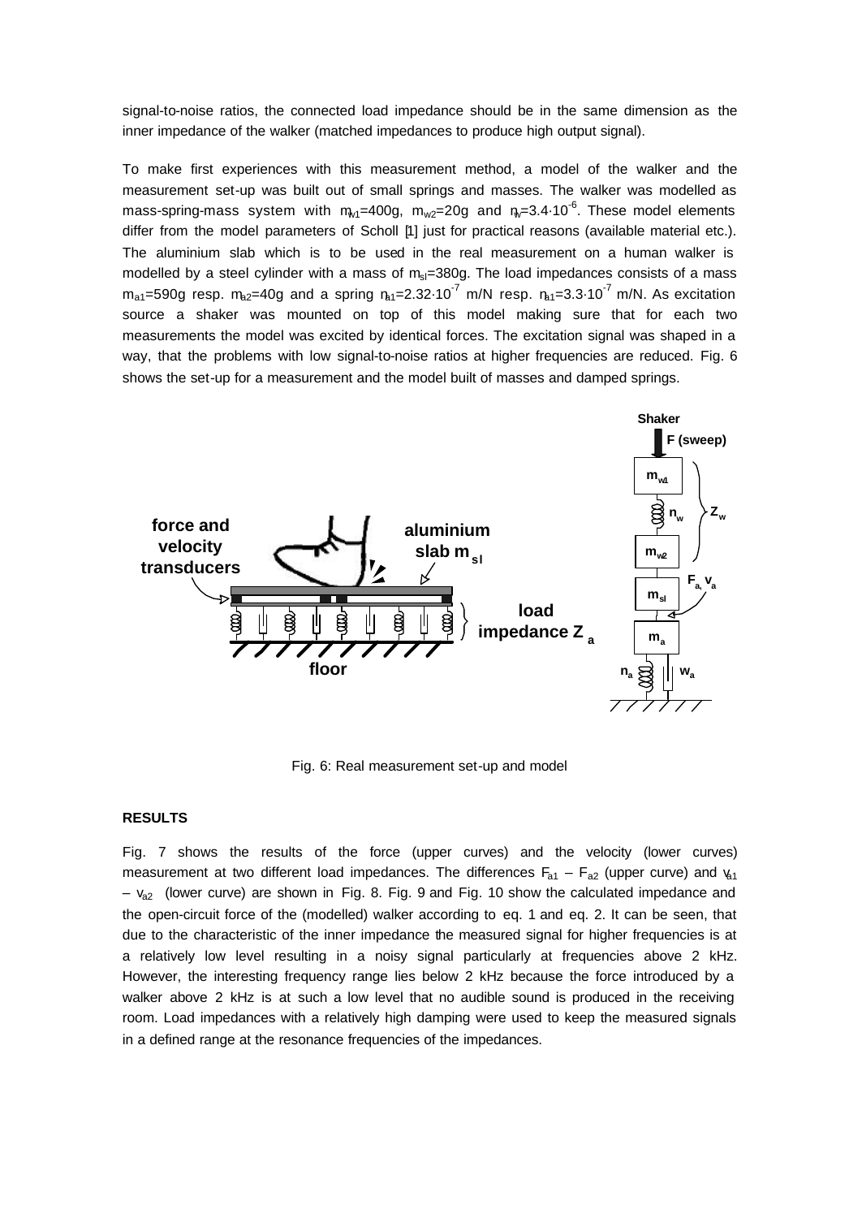signal-to-noise ratios, the connected load impedance should be in the same dimension as the inner impedance of the walker (matched impedances to produce high output signal).

To make first experiences with this measurement method, a model of the walker and the measurement set-up was built out of small springs and masses. The walker was modelled as mass-spring-mass system with $m_{w1}$=400g, $m_{w2}$=20g and $n_w$=3.4·10$^{-6}$. These model elements differ from the model parameters of Scholl [1] just for practical reasons (available material etc.). The aluminium slab which is to be used in the real measurement on a human walker is modelled by a steel cylinder with a mass of $m_{sl}$=380g. The load impedances consists of a mass $m_{a1}$=590g resp. $m_{a2}$=40g and a spring $n_{a1}$=2.32·10$^{-7}$ m/N resp. $n_{a1}$=3.3·10$^{-7}$ m/N. As excitation source a shaker was mounted on top of this model making sure that for each two measurements the model was excited by identical forces. The excitation signal was shaped in a way, that the problems with low signal-to-noise ratios at higher frequencies are reduced. Fig. 6 shows the set-up for a measurement and the model built of masses and damped springs.

Fig. 6: Real measurement set-up and model

**RESULTS**

Fig. 7 shows the results of the force (upper curves) and the velocity (lower curves) measurement at two different load impedances. The differences $F_{a1} - F_{a2}$ (upper curve) and $v_{a1} - v_{a2}$ (lower curve) are shown in Fig. 8. Fig. 9 and Fig. 10 show the calculated impedance and the open-circuit force of the (modelled) walker according to eq. 1 and eq. 2. It can be seen, that due to the characteristic of the inner impedance the measured signal for higher frequencies is at a relatively low level resulting in a noisy signal particularly at frequencies above 2 kHz. However, the interesting frequency range lies below 2 kHz because the force introduced by a walker above 2 kHz is at such a low level that no audible sound is produced in the receiving room. Load impedances with a relatively high damping were used to keep the measured signals in a defined range at the resonance frequencies of the impedances.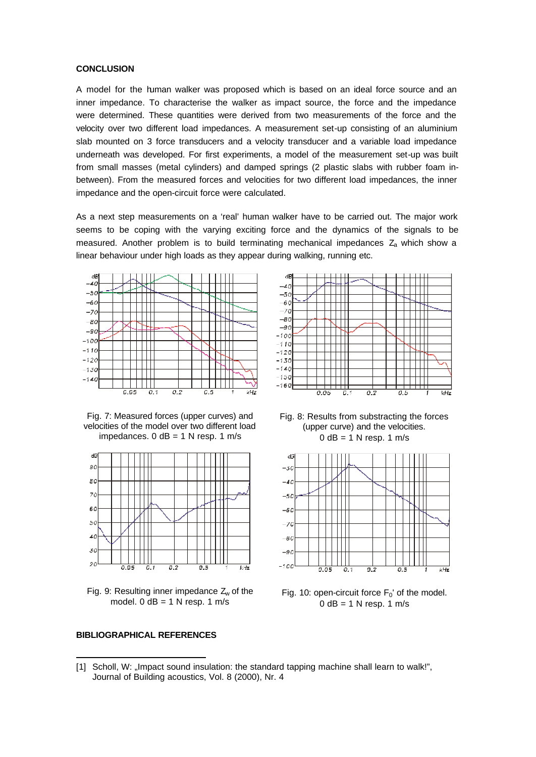## CONCLUSION

A model for the human walker was proposed which is based on an ideal force source and an inner impedance. To characterise the walker as impact source, the force and the impedance were determined. These quantities were derived from two measurements of the force and the velocity over two different load impedances. A measurement set-up consisting of an aluminium slab mounted on 3 force transducers and a velocity transducer and a variable load impedance underneath was developed. For first experiments, a model of the measurement set-up was built from small masses (metal cylinders) and damped springs (2 plastic slabs with rubber foam in-between). From the measured forces and velocities for two different load impedances, the inner impedance and the open-circuit force were calculated.

As a next step measurements on a 'real' human walker have to be carried out. The major work seems to be coping with the varying exciting force and the dynamics of the signals to be measured. Another problem is to build terminating mechanical impedances $Z_a$ which show a linear behaviour under high loads as they appear during walking, running etc.

dB
-40
-50
-60
-70
-80
-90
-100
-110
-120
-130
-140
0.05 0.1 0.2 0.5 1 kHz

Fig. 7: Measured forces (upper curves) and velocities of the model over two different load impedances. 0 dB = 1 N resp. 1 m/s

dB
-40
-50
-60
-70
-80
-90
-100
-110
-120
-130
-140
-150
-160
0.05 0.1 0.2 0.5 1 kHz

Fig. 8: Results from substracting the forces (upper curve) and the velocities. 0 dB = 1 N resp. 1 m/s

dB
90
80
70
60
50
40
30
20
0.05 0.1 0.2 0.5 1 kHz

Fig. 9: Resulting inner impedance $Z_w$ of the model. 0 dB = 1 N resp. 1 m/s

dB
-30
-40
-50
-60
-70
-80
-90
-100
0.05 0.1 0.2 0.5 1 kHz

Fig. 10: open-circuit force $F_0$' of the model. 0 dB = 1 N resp. 1 m/s

## BIBLIOGRAPHICAL REFERENCES

[1] Scholl, W: „Impact sound insulation: the standard tapping machine shall learn to walk!", Journal of Building acoustics, Vol. 8 (2000), Nr. 4